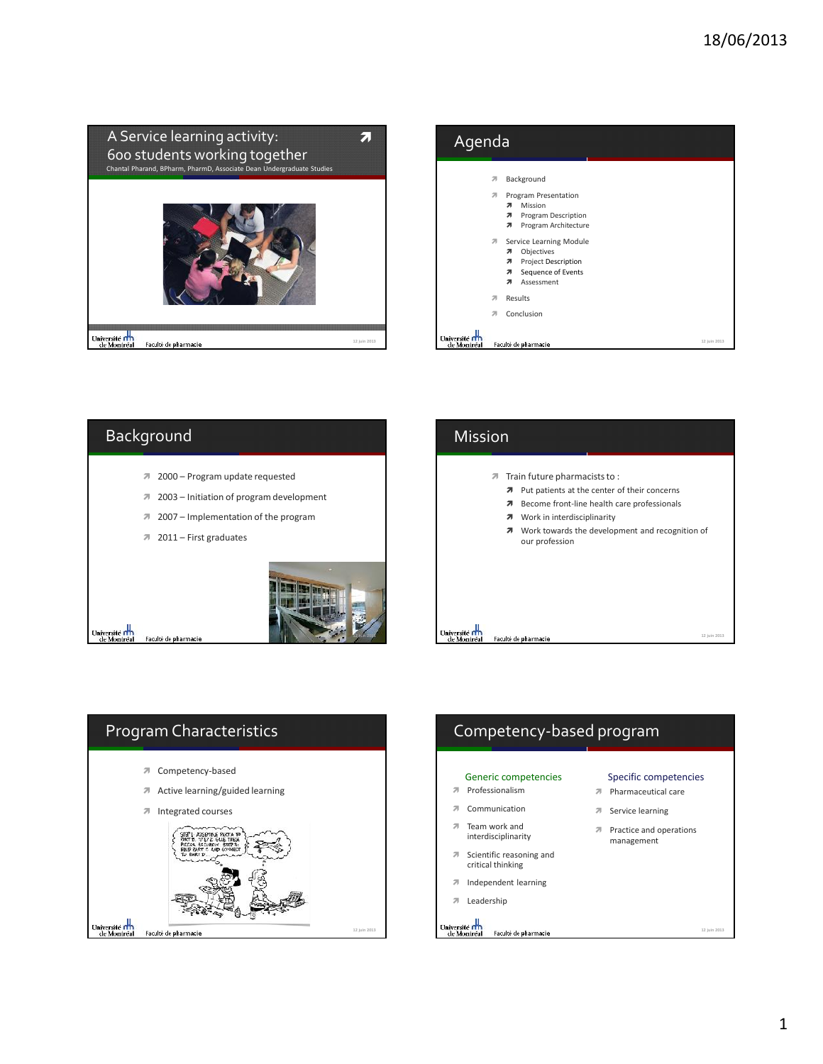## A Service learning activity: 600 students working together

Chantal Pharand, BPharm, PharmD, Associate Dean Undergraduate Studies

## Agenda

- Background
- Program Presentation
  - Mission
  - Program Description
  - Program Architecture
- Service Learning Module
  - Objectives
  - Project Description
  - Sequence of Events
  - Assessment
- Results
- Conclusion

## Background

- 2000 – Program update requested
- 2003 – Initiation of program development
- 2007 – Implementation of the program
- 2011 – First graduates

## Mission

- Train future pharmacists to :
  - Put patients at the center of their concerns
  - Become front-line health care professionals
  - Work in interdisciplinarity
  - Work towards the development and recognition of our profession

## Program Characteristics

- Competency-based
- Active learning/guided learning
- Integrated courses

## Competency-based program

**Generic competencies**

- Professionalism
- Communication
- Team work and interdisciplinarity
- Scientific reasoning and critical thinking
- Independent learning
- Leadership

**Specific competencies**

- Pharmaceutical care
- Service learning
- Practice and operations management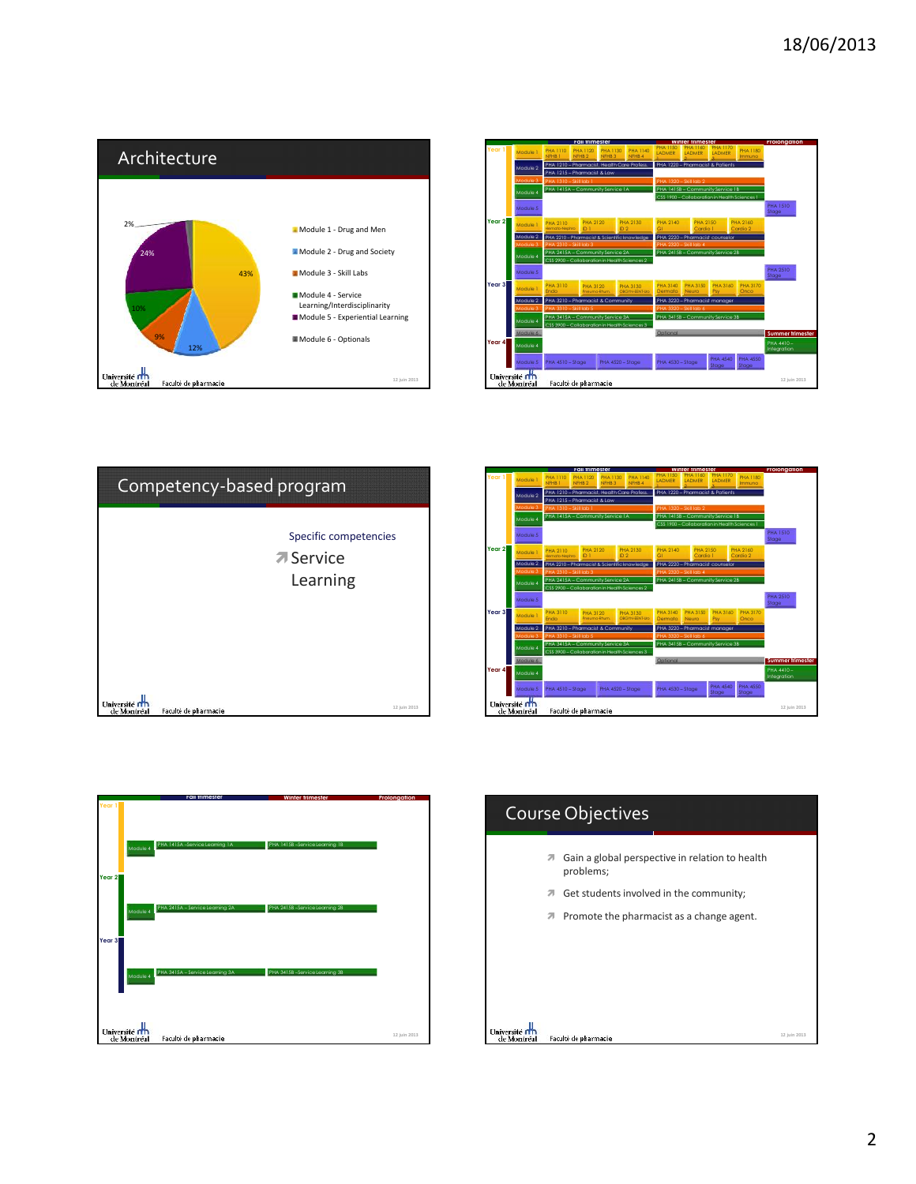## Architecture

- Module 1 - Drug and Men: 43%
- Module 2 - Drug and Society: 12%
- Module 3 - Skill Labs: 9%
- Module 4 - Service Learning/Interdisciplinarity: 10%
- Module 5 - Experiential Learning: 24%
- Module 6 - Optionals: 2%

| | | Fall trimester | Winter trimester | Prolongation |
|---|---|---|---|---|
| Year 1 | Module 1 | PHA 1110 NPHB 1, PHA 1120 NPHB 2, PHA 1130 NPHB 3, PHA 1140 NPHB 4 | PHA 1150 LADMER, PHA 1160 LADMER, PHA 1170 LADMER, PHA 1180 Immuno | |
| | Module 2 | PHA 1210 – Pharmacist, Health Care Profess.; PHA 1215 – Pharmacist & Law | PHA 1220 – Pharmacist & Patients | |
| | Module 3 | PHA 1310 – Skill lab 1 | PHA 1320 – Skill lab 2 | |
| | Module 4 | PHA 1415A – Community Service 1A | PHA 1415B – Community Service 1B; CSS 1900 – Collaboration in Health Sciences 1 | |
| | Module 5 | | | PHA 1510 Stage |
| Year 2 | Module 1 | PHA 2110 Hemato-Nephro, PHA 2120 ID 1, PHA 2130 ID 2 | PHA 2140 GI, PHA 2150 Cardio 1, PHA 2160 Cardio 2 | |
| | Module 2 | PHA 2210 – Pharmacist & Scientific knowledge | PHA 2220 – Pharmacist counselor | |
| | Module 3 | PHA 2310 – Skill lab 3 | PHA 2320 – Skill lab 4 | |
| | Module 4 | PHA 2415A – Community Service 2A; CSS 2900 – Collaboration in Health Sciences 2 | PHA 2415B – Community Service 2B | |
| | Module 5 | | | PHA 2510 Stage |
| Year 3 | Module 1 | PHA 3110 Endo, PHA 3120 Pneumo-Rhum, PHA 3130 ORL-OPH-DERM | PHA 3140 Dermato, PHA 3150 Neuro, PHA 3160 Psy, PHA 3170 Onco | |
| | Module 2 | PHA 3210 – Pharmacist & Community | PHA 3220 – Pharmacist manager | |
| | Module 3 | PHA 3310 – Skill lab 5 | PHA 3320 – Skill lab 6 | |
| | Module 4 | PHA 3415A – Community Service 3A; CSS 3900 – Collaboration in Health Sciences 3 | PHA 3415B – Community Service 3B | |
| | Module 6 | | Optional | Summer trimester |
| Year 4 | Module 4 | | | PHA 4410 – Integration |
| | Module 5 | PHA 4510 – Stage, PHA 4520 – Stage | PHA 4530 – Stage, PHA 4540 Stage, PHA 4550 Stage | |

## Competency-based program

Specific competencies

- Service Learning

| | | Fall trimester | Winter trimester | Prolongation |
|---|---|---|---|---|
| Year 1 | Module 4 | PHA 1415A – Service Learning 1A | PHA 1415B – Service Learning 1B | |
| Year 2 | Module 4 | PHA 2415A – Service Learning 2A | PHA 2415B – Service Learning 2B | |
| Year 3 | Module 4 | PHA 3415A – Service Learning 3A | PHA 3415B – Service Learning 3B | |

## Course Objectives

- Gain a global perspective in relation to health problems;
- Get students involved in the community;
- Promote the pharmacist as a change agent.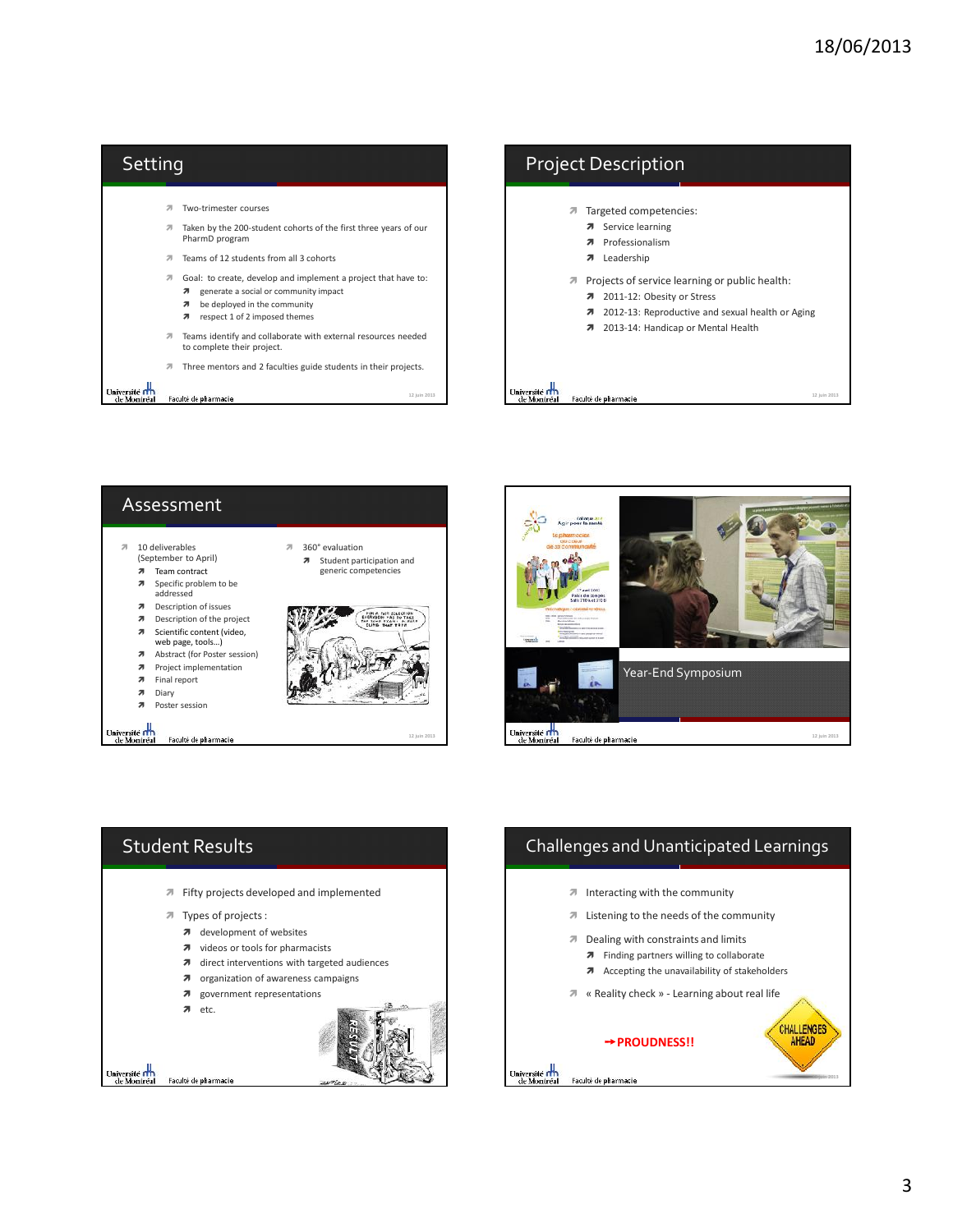## Setting

- Two-trimester courses
- Taken by the 200-student cohorts of the first three years of our PharmD program
- Teams of 12 students from all 3 cohorts
- Goal: to create, develop and implement a project that have to:
  - generate a social or community impact
  - be deployed in the community
  - respect 1 of 2 imposed themes
- Teams identify and collaborate with external resources needed to complete their project.
- Three mentors and 2 faculties guide students in their projects.

## Project Description

- Targeted competencies:
  - Service learning
  - Professionalism
  - Leadership
- Projects of service learning or public health:
  - 2011-12: Obesity or Stress
  - 2012-13: Reproductive and sexual health or Aging
  - 2013-14: Handicap or Mental Health

## Assessment

- 10 deliverables (September to April)
  - Team contract
  - Specific problem to be addressed
  - Description of issues
  - Description of the project
  - Scientific content (video, web page, tools…)
  - Abstract (for Poster session)
  - Project implementation
  - Final report
  - Diary
  - Poster session
- 360° evaluation
  - Student participation and generic competencies

## Year-End Symposium

## Student Results

- Fifty projects developed and implemented
- Types of projects :
  - development of websites
  - videos or tools for pharmacists
  - direct interventions with targeted audiences
  - organization of awareness campaigns
  - government representations
  - etc.

## Challenges and Unanticipated Learnings

- Interacting with the community
- Listening to the needs of the community
- Dealing with constraints and limits
  - Finding partners willing to collaborate
  - Accepting the unavailability of stakeholders
- « Reality check » - Learning about real life

→**PROUDNESS!!**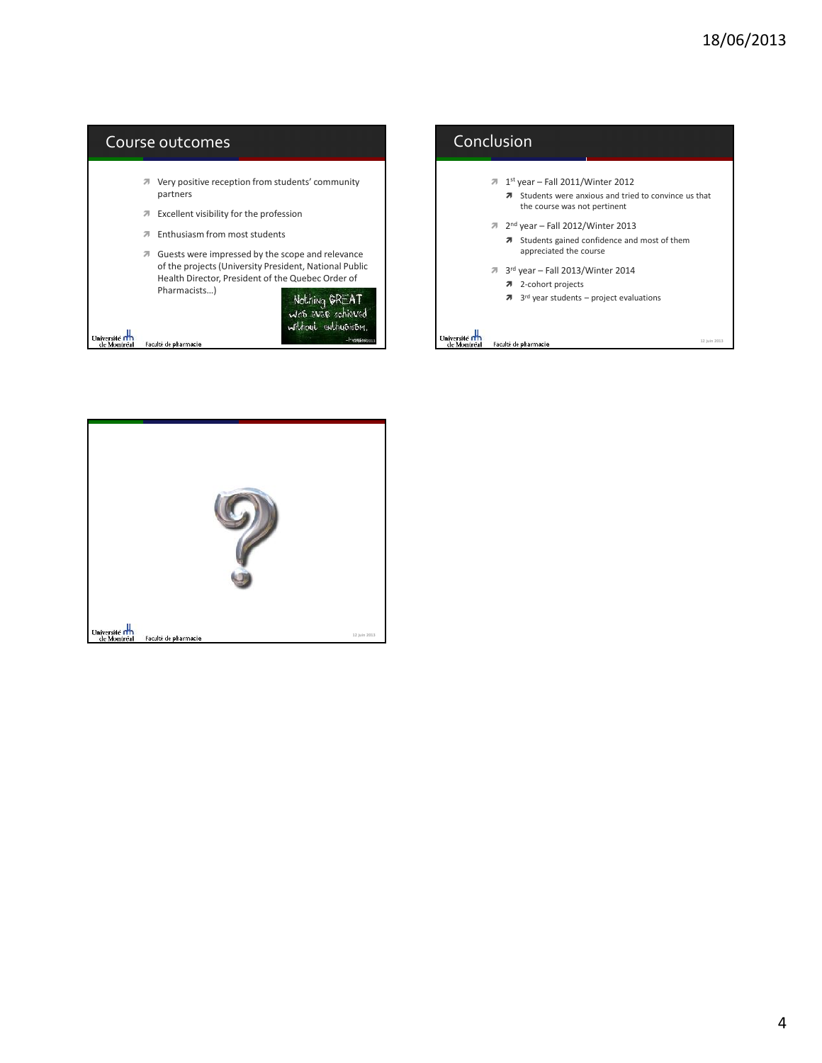## Course outcomes

- Very positive reception from students' community partners
- Excellent visibility for the profession
- Enthusiasm from most students
- Guests were impressed by the scope and relevance of the projects (University President, National Public Health Director, President of the Quebec Order of Pharmacists…)

Nothing GREAT was ever achieved without enthusiasm.

Université de Montréal — Faculté de pharmacie

## Conclusion

- 1st year – Fall 2011/Winter 2012
  - Students were anxious and tried to convince us that the course was not pertinent
- 2nd year – Fall 2012/Winter 2013
  - Students gained confidence and most of them appreciated the course
- 3rd year – Fall 2013/Winter 2014
  - 2-cohort projects
  - 3rd year students – project evaluations

Université de Montréal — Faculté de pharmacie

?

Université de Montréal — Faculté de pharmacie